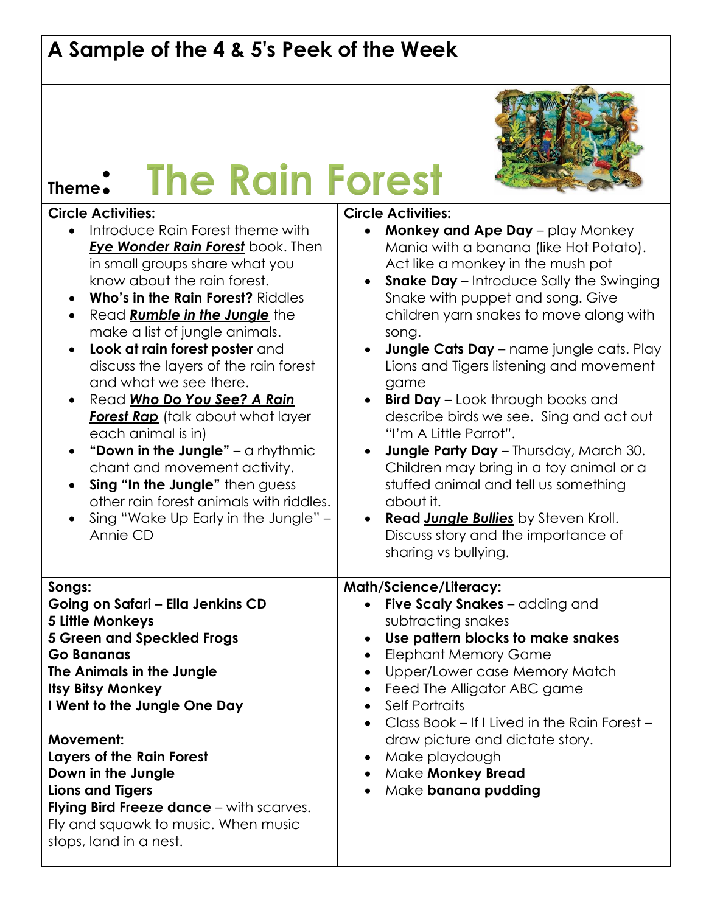# A Sample of the 4 & 5's Peek of the Week

## Theme: The Rain Forest

**Circle Activities:**

- Introduce Rain Forest theme with ***Eye Wonder Rain Forest*** book. Then in small groups share what you know about the rain forest.
- **Who's in the Rain Forest?** Riddles
- Read ***Rumble in the Jungle*** the make a list of jungle animals.
- **Look at rain forest poster** and discuss the layers of the rain forest and what we see there.
- Read ***Who Do You See? A Rain Forest Rap*** (talk about what layer each animal is in)
- **"Down in the Jungle"** – a rhythmic chant and movement activity.
- **Sing "In the Jungle"** then guess other rain forest animals with riddles.
- Sing "Wake Up Early in the Jungle" – Annie CD

**Circle Activities:**

- **Monkey and Ape Day** – play Monkey Mania with a banana (like Hot Potato). Act like a monkey in the mush pot
- **Snake Day** – Introduce Sally the Swinging Snake with puppet and song. Give children yarn snakes to move along with song.
- **Jungle Cats Day** – name jungle cats. Play Lions and Tigers listening and movement game
- **Bird Day** – Look through books and describe birds we see. Sing and act out "I'm A Little Parrot".
- **Jungle Party Day** – Thursday, March 30. Children may bring in a toy animal or a stuffed animal and tell us something about it.
- **Read *Jungle Bullies*** by Steven Kroll. Discuss story and the importance of sharing vs bullying.

**Songs:**

**Going on Safari – Ella Jenkins CD**
**5 Little Monkeys**
**5 Green and Speckled Frogs**
**Go Bananas**
**The Animals in the Jungle**
**Itsy Bitsy Monkey**
**I Went to the Jungle One Day**

**Movement:**

**Layers of the Rain Forest**
**Down in the Jungle**
**Lions and Tigers**
**Flying Bird Freeze dance** – with scarves. Fly and squawk to music. When music stops, land in a nest.

**Math/Science/Literacy:**

- **Five Scaly Snakes** – adding and subtracting snakes
- **Use pattern blocks to make snakes**
- Elephant Memory Game
- Upper/Lower case Memory Match
- Feed The Alligator ABC game
- Self Portraits
- Class Book – If I Lived in the Rain Forest – draw picture and dictate story.
- Make playdough
- Make **Monkey Bread**
- Make **banana pudding**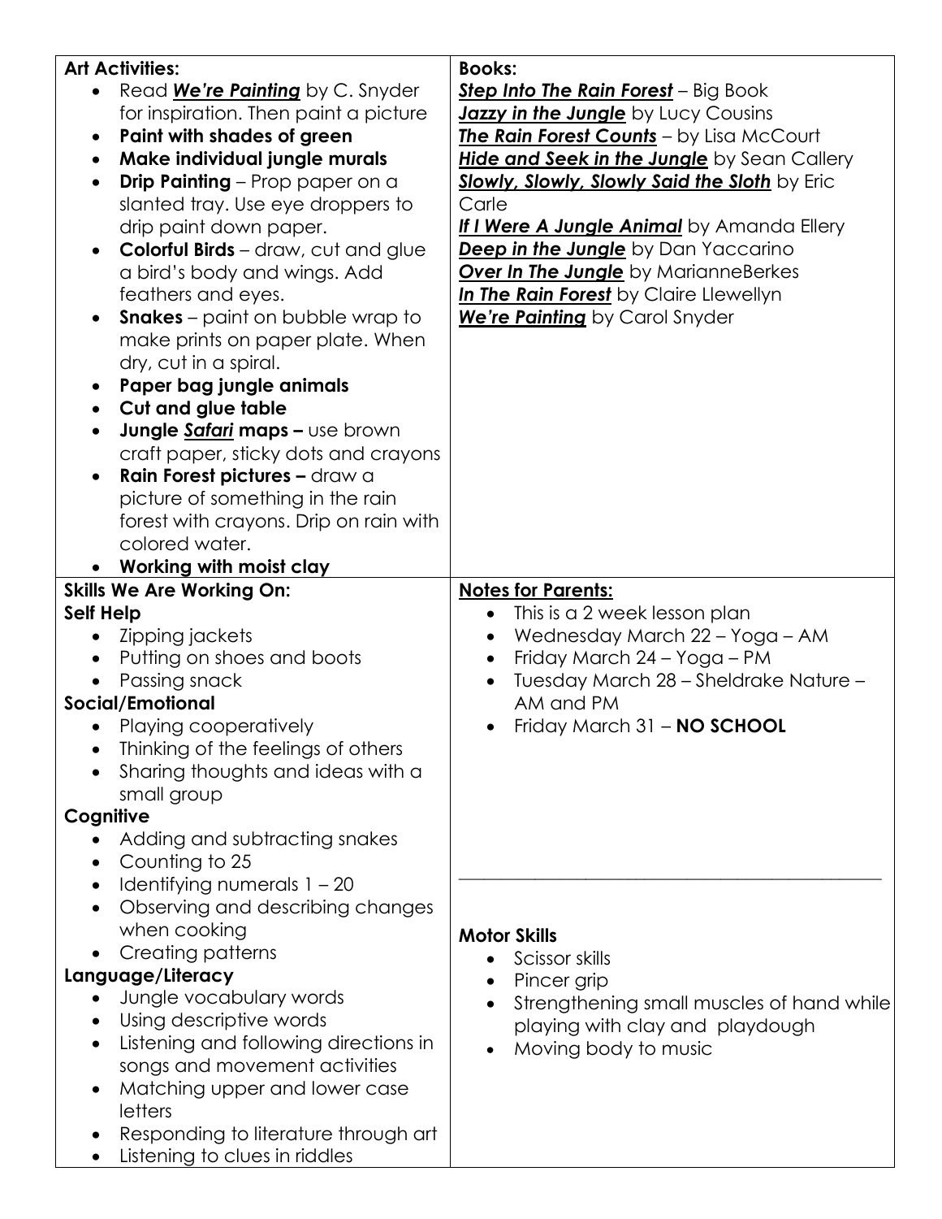**Art Activities:**

- Read ***We're Painting*** by C. Snyder for inspiration. Then paint a picture
- **Paint with shades of green**
- **Make individual jungle murals**
- **Drip Painting** – Prop paper on a slanted tray. Use eye droppers to drip paint down paper.
- **Colorful Birds** – draw, cut and glue a bird's body and wings. Add feathers and eyes.
- **Snakes** – paint on bubble wrap to make prints on paper plate. When dry, cut in a spiral.
- **Paper bag jungle animals**
- **Cut and glue table**
- **Jungle *Safari* maps –** use brown craft paper, sticky dots and crayons
- **Rain Forest pictures –** draw a picture of something in the rain forest with crayons. Drip on rain with colored water.
- **Working with moist clay**

**Books:**

***Step Into The Rain Forest*** – Big Book
***Jazzy in the Jungle*** by Lucy Cousins
***The Rain Forest Counts*** – by Lisa McCourt
***Hide and Seek in the Jungle*** by Sean Callery
***Slowly, Slowly, Slowly Said the Sloth*** by Eric Carle
***If I Were A Jungle Animal*** by Amanda Ellery
***Deep in the Jungle*** by Dan Yaccarino
***Over In The Jungle*** by MarianneBerkes
***In The Rain Forest*** by Claire Llewellyn
***We're Painting*** by Carol Snyder

**Skills We Are Working On:**

**Self Help**

- Zipping jackets
- Putting on shoes and boots
- Passing snack

**Social/Emotional**

- Playing cooperatively
- Thinking of the feelings of others
- Sharing thoughts and ideas with a small group

**Cognitive**

- Adding and subtracting snakes
- Counting to 25
- Identifying numerals 1 – 20
- Observing and describing changes when cooking
- Creating patterns

**Language/Literacy**

- Jungle vocabulary words
- Using descriptive words
- Listening and following directions in songs and movement activities
- Matching upper and lower case letters
- Responding to literature through art
- Listening to clues in riddles

**Notes for Parents:**

- This is a 2 week lesson plan
- Wednesday March 22 – Yoga – AM
- Friday March 24 – Yoga – PM
- Tuesday March 28 – Sheldrake Nature – AM and PM
- Friday March 31 – **NO SCHOOL**

**Motor Skills**

- Scissor skills
- Pincer grip
- Strengthening small muscles of hand while playing with clay and playdough
- Moving body to music